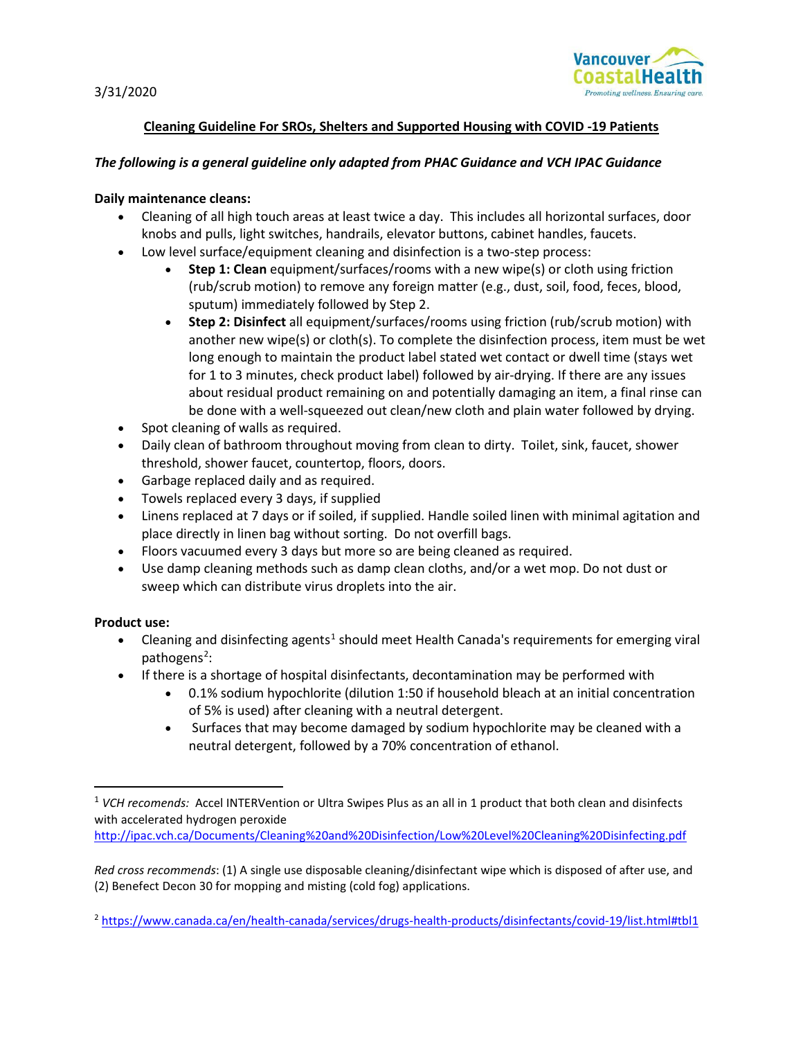3/31/2020

**Cleaning Guideline For SROs, Shelters and Supported Housing with COVID -19 Patients**

***The following is a general guideline only adapted from PHAC Guidance and VCH IPAC Guidance***

**Daily maintenance cleans:**

- Cleaning of all high touch areas at least twice a day. This includes all horizontal surfaces, door knobs and pulls, light switches, handrails, elevator buttons, cabinet handles, faucets.
- Low level surface/equipment cleaning and disinfection is a two-step process:
  - **Step 1: Clean** equipment/surfaces/rooms with a new wipe(s) or cloth using friction (rub/scrub motion) to remove any foreign matter (e.g., dust, soil, food, feces, blood, sputum) immediately followed by Step 2.
  - **Step 2: Disinfect** all equipment/surfaces/rooms using friction (rub/scrub motion) with another new wipe(s) or cloth(s). To complete the disinfection process, item must be wet long enough to maintain the product label stated wet contact or dwell time (stays wet for 1 to 3 minutes, check product label) followed by air-drying. If there are any issues about residual product remaining on and potentially damaging an item, a final rinse can be done with a well-squeezed out clean/new cloth and plain water followed by drying.
- Spot cleaning of walls as required.
- Daily clean of bathroom throughout moving from clean to dirty. Toilet, sink, faucet, shower threshold, shower faucet, countertop, floors, doors.
- Garbage replaced daily and as required.
- Towels replaced every 3 days, if supplied
- Linens replaced at 7 days or if soiled, if supplied. Handle soiled linen with minimal agitation and place directly in linen bag without sorting. Do not overfill bags.
- Floors vacuumed every 3 days but more so are being cleaned as required.
- Use damp cleaning methods such as damp clean cloths, and/or a wet mop. Do not dust or sweep which can distribute virus droplets into the air.

**Product use:**

- Cleaning and disinfecting agents[1] should meet Health Canada's requirements for emerging viral pathogens[2]:
- If there is a shortage of hospital disinfectants, decontamination may be performed with
  - 0.1% sodium hypochlorite (dilution 1:50 if household bleach at an initial concentration of 5% is used) after cleaning with a neutral detergent.
  - Surfaces that may become damaged by sodium hypochlorite may be cleaned with a neutral detergent, followed by a 70% concentration of ethanol.

---

[1] *VCH recomends:* Accel INTERVention or Ultra Swipes Plus as an all in 1 product that both clean and disinfects with accelerated hydrogen peroxide
http://ipac.vch.ca/Documents/Cleaning%20and%20Disinfection/Low%20Level%20Cleaning%20Disinfecting.pdf

*Red cross recommends*: (1) A single use disposable cleaning/disinfectant wipe which is disposed of after use, and (2) Benefect Decon 30 for mopping and misting (cold fog) applications.

[2] https://www.canada.ca/en/health-canada/services/drugs-health-products/disinfectants/covid-19/list.html#tbl1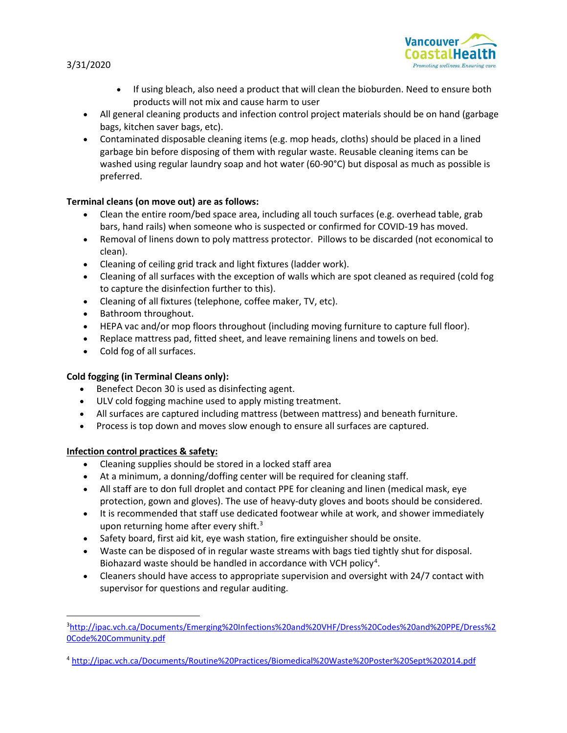- If using bleach, also need a product that will clean the bioburden. Need to ensure both products will not mix and cause harm to user
- All general cleaning products and infection control project materials should be on hand (garbage bags, kitchen saver bags, etc).
- Contaminated disposable cleaning items (e.g. mop heads, cloths) should be placed in a lined garbage bin before disposing of them with regular waste. Reusable cleaning items can be washed using regular laundry soap and hot water (60-90°C) but disposal as much as possible is preferred.

**Terminal cleans (on move out) are as follows:**

- Clean the entire room/bed space area, including all touch surfaces (e.g. overhead table, grab bars, hand rails) when someone who is suspected or confirmed for COVID-19 has moved.
- Removal of linens down to poly mattress protector. Pillows to be discarded (not economical to clean).
- Cleaning of ceiling grid track and light fixtures (ladder work).
- Cleaning of all surfaces with the exception of walls which are spot cleaned as required (cold fog to capture the disinfection further to this).
- Cleaning of all fixtures (telephone, coffee maker, TV, etc).
- Bathroom throughout.
- HEPA vac and/or mop floors throughout (including moving furniture to capture full floor).
- Replace mattress pad, fitted sheet, and leave remaining linens and towels on bed.
- Cold fog of all surfaces.

**Cold fogging (in Terminal Cleans only):**

- Benefect Decon 30 is used as disinfecting agent.
- ULV cold fogging machine used to apply misting treatment.
- All surfaces are captured including mattress (between mattress) and beneath furniture.
- Process is top down and moves slow enough to ensure all surfaces are captured.

**Infection control practices & safety:**

- Cleaning supplies should be stored in a locked staff area
- At a minimum, a donning/doffing center will be required for cleaning staff.
- All staff are to don full droplet and contact PPE for cleaning and linen (medical mask, eye protection, gown and gloves). The use of heavy-duty gloves and boots should be considered.
- It is recommended that staff use dedicated footwear while at work, and shower immediately upon returning home after every shift.[3]
- Safety board, first aid kit, eye wash station, fire extinguisher should be onsite.
- Waste can be disposed of in regular waste streams with bags tied tightly shut for disposal. Biohazard waste should be handled in accordance with VCH policy[4].
- Cleaners should have access to appropriate supervision and oversight with 24/7 contact with supervisor for questions and regular auditing.

---

[3] http://ipac.vch.ca/Documents/Emerging%20Infections%20and%20VHF/Dress%20Codes%20and%20PPE/Dress%20Code%20Community.pdf

[4] http://ipac.vch.ca/Documents/Routine%20Practices/Biomedical%20Waste%20Poster%20Sept%202014.pdf